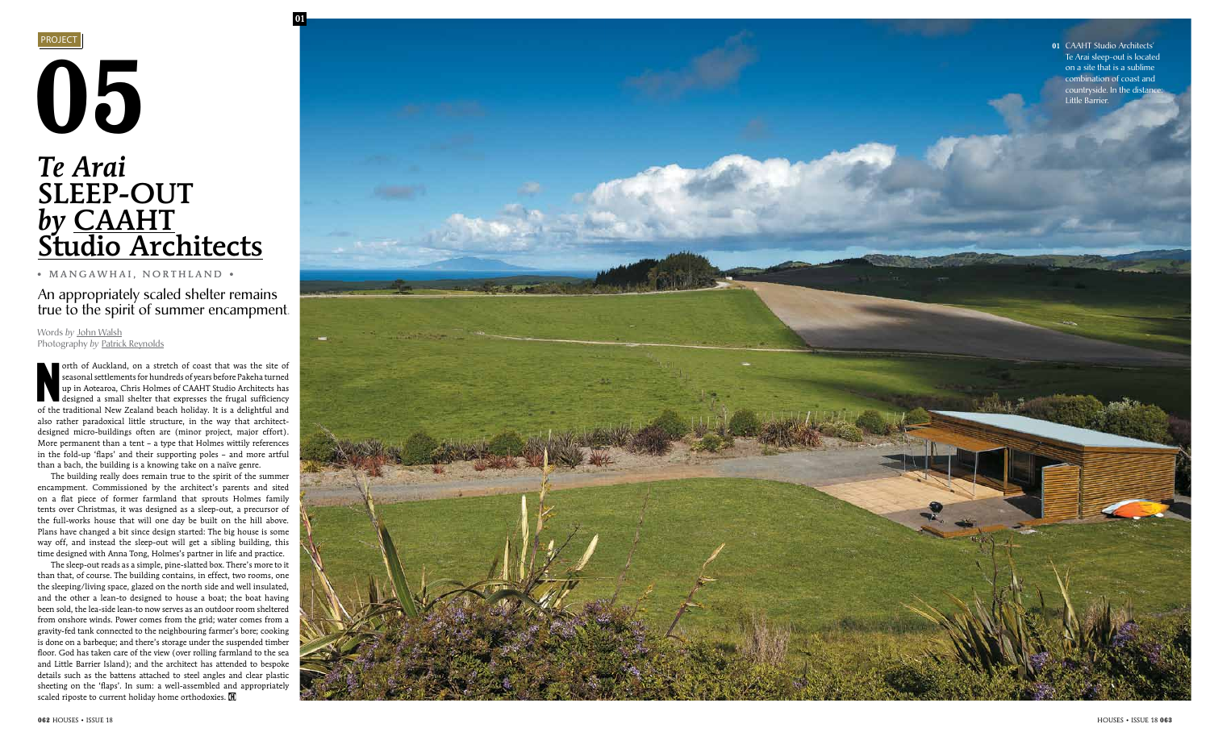PROJECT

# 05

# *Te Arai* SLEEP-OUT *by* CAAHT Studio Architects

• MANGAWHAI, NORTHLAND •

## An appropriately scaled shelter remains true to the spirit of summer encampment.

Words *by* John Walsh
Photography *by* Patrick Reynolds

North of Auckland, on a stretch of coast that was the site of seasonal settlements for hundreds of years before Pakeha turned up in Aotearoa, Chris Holmes of CAAHT Studio Architects has designed a small shelter that expresses the frugal sufficiency of the traditional New Zealand beach holiday. It is a delightful and also rather paradoxical little structure, in the way that architect-designed micro-buildings often are (minor project, major effort). More permanent than a tent – a type that Holmes wittily references in the fold-up 'flaps' and their supporting poles – and more artful than a bach, the building is a knowing take on a naïve genre.

The building really does remain true to the spirit of the summer encampment. Commissioned by the architect's parents and sited on a flat piece of former farmland that sprouts Holmes family tents over Christmas, it was designed as a sleep-out, a precursor of the full-works house that will one day be built on the hill above. Plans have changed a bit since design started: The big house is some way off, and instead the sleep-out will get a sibling building, this time designed with Anna Tong, Holmes's partner in life and practice.

The sleep-out reads as a simple, pine-slatted box. There's more to it than that, of course. The building contains, in effect, two rooms, one the sleeping/living space, glazed on the north side and well insulated, and the other a lean-to designed to house a boat; the boat having been sold, the lea-side lean-to now serves as an outdoor room sheltered from onshore winds. Power comes from the grid; water comes from a gravity-fed tank connected to the neighbouring farmer's bore; cooking is done on a barbeque; and there's storage under the suspended timber floor. God has taken care of the view (over rolling farmland to the sea and Little Barrier Island); and the architect has attended to bespoke details such as the battens attached to steel angles and clear plastic sheeting on the 'flaps'. In sum: a well-assembled and appropriately scaled riposte to current holiday home orthodoxies.

**01** CAAHT Studio Architects' Te Arai sleep-out is located on a site that is a sublime combination of coast and countryside. In the distance: Little Barrier.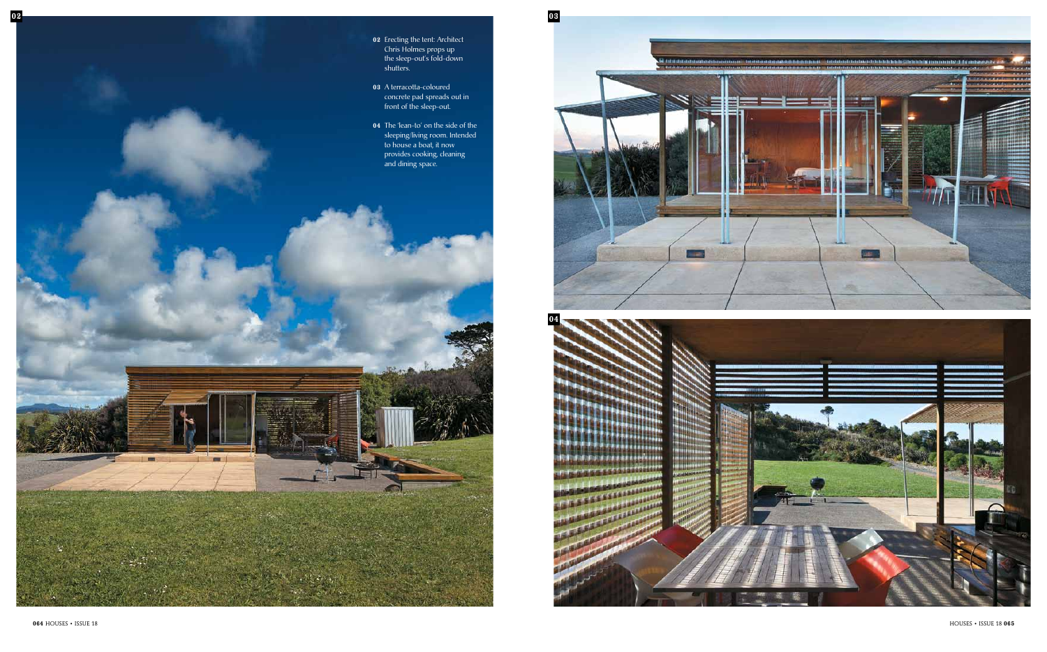**02** Erecting the tent: Architect Chris Holmes props up the sleep-out's fold-down shutters.

**03** A terracotta-coloured concrete pad spreads out in front of the sleep-out.

**04** The 'lean-to' on the side of the sleeping/living room. Intended to house a boat, it now provides cooking, cleaning and dining space.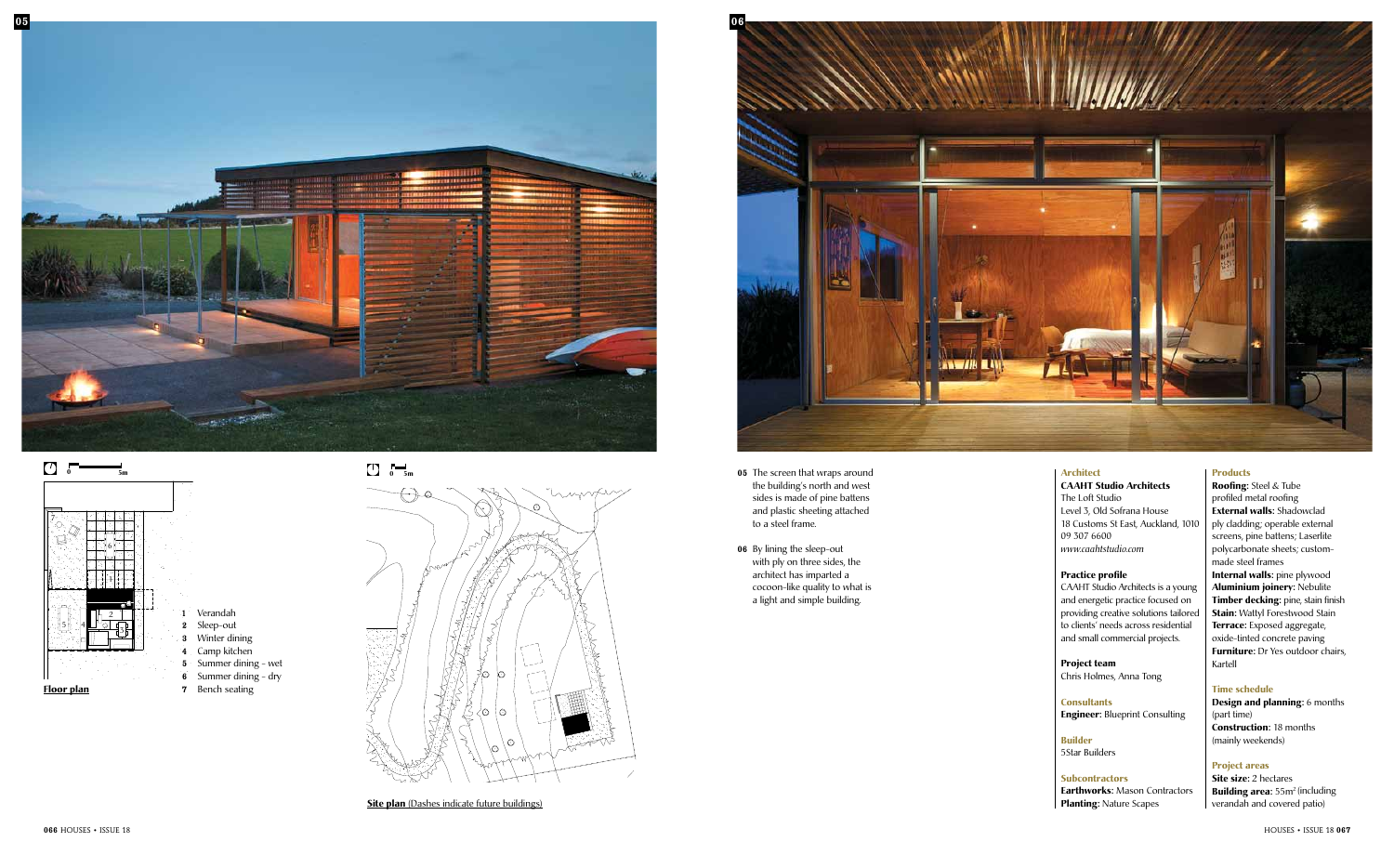Floor plan

1 Verandah
2 Sleep-out
3 Winter dining
4 Camp kitchen
5 Summer dining – wet
6 Summer dining – dry
7 Bench seating

Site plan (Dashes indicate future buildings)

**05** The screen that wraps around the building's north and west sides is made of pine battens and plastic sheeting attached to a steel frame.

**06** By lining the sleep-out with ply on three sides, the architect has imparted a cocoon-like quality to what is a light and simple building.

### Architect

**CAAHT Studio Architects**
The Loft Studio
Level 3, Old Sofrana House
18 Customs St East, Auckland, 1010
09 307 6600
*www.caahtstudio.com*

### Practice profile

CAAHT Studio Architects is a young and energetic practice focused on providing creative solutions tailored to clients' needs across residential and small commercial projects.

### Project team

Chris Holmes, Anna Tong

### Consultants

**Engineer:** Blueprint Consulting

### Builder

5Star Builders

### Subcontractors

**Earthworks:** Mason Contractors
**Planting:** Nature Scapes

### Products

**Roofing:** Steel & Tube profiled metal roofing
**External walls:** Shadowclad ply cladding; operable external screens, pine battens; Laserlite polycarbonate sheets; custom-made steel frames
**Internal walls:** pine plywood
**Aluminium joinery:** Nebulite
**Timber decking:** pine, stain finish
**Stain:** Wattyl Forestwood Stain
**Terrace:** Exposed aggregate, oxide-tinted concrete paving
**Furniture:** Dr Yes outdoor chairs, Kartell

### Time schedule

**Design and planning:** 6 months (part time)
**Construction:** 18 months (mainly weekends)

### Project areas

**Site size:** 2 hectares
**Building area:** 55m² (including verandah and covered patio)